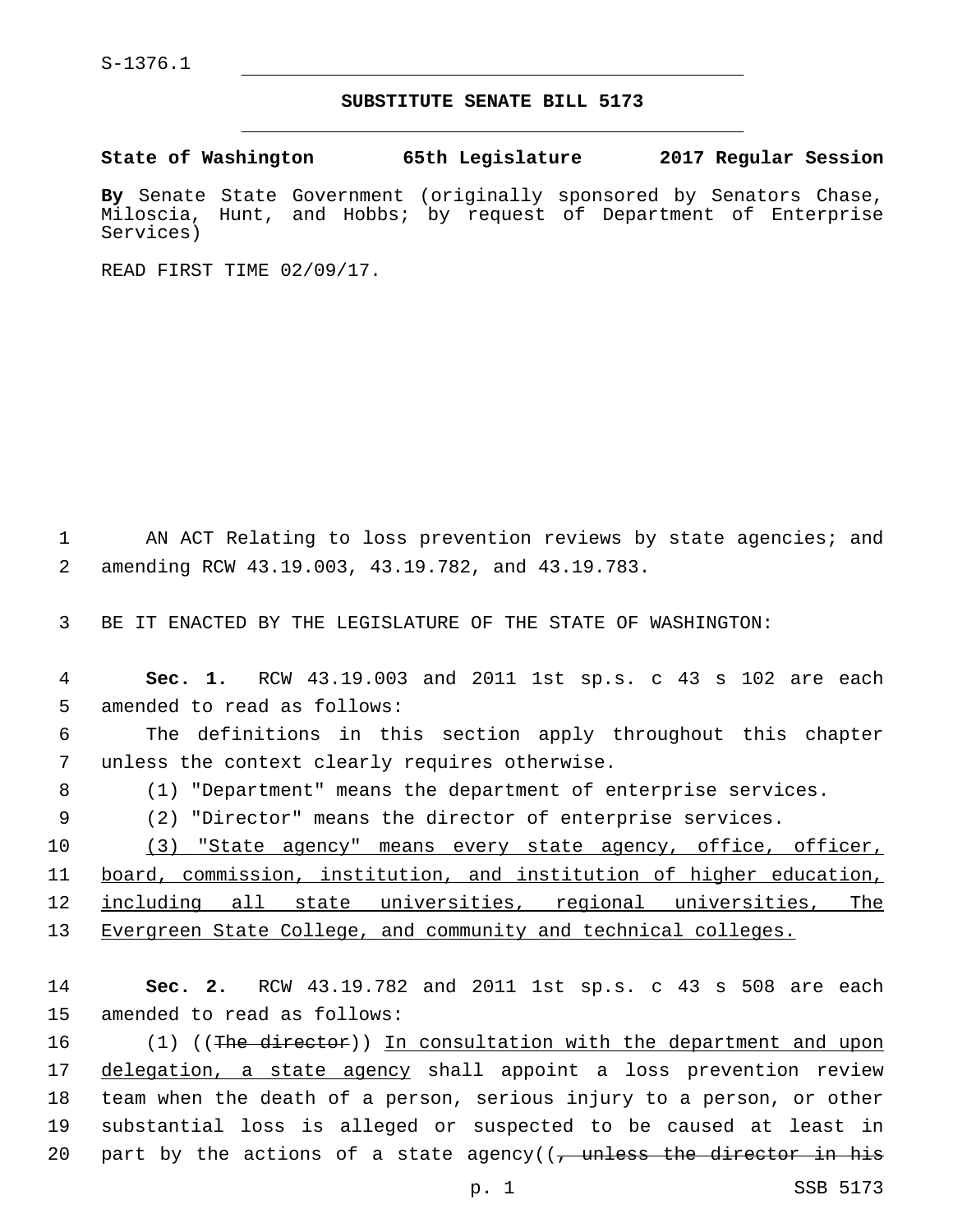S-1376.1

# SUBSTITUTE SENATE BILL 5173

**State of Washington 65th Legislature 2017 Regular Session**

**By** Senate State Government (originally sponsored by Senators Chase, Miloscia, Hunt, and Hobbs; by request of Department of Enterprise Services)

READ FIRST TIME 02/09/17.

AN ACT Relating to loss prevention reviews by state agencies; and amending RCW 43.19.003, 43.19.782, and 43.19.783.

BE IT ENACTED BY THE LEGISLATURE OF THE STATE OF WASHINGTON:

**Sec. 1.** RCW 43.19.003 and 2011 1st sp.s. c 43 s 102 are each amended to read as follows:

The definitions in this section apply throughout this chapter unless the context clearly requires otherwise.

(1) "Department" means the department of enterprise services.

(2) "Director" means the director of enterprise services.

<u>(3) "State agency" means every state agency, office, officer, board, commission, institution, and institution of higher education, including all state universities, regional universities, The Evergreen State College, and community and technical colleges.</u>

**Sec. 2.** RCW 43.19.782 and 2011 1st sp.s. c 43 s 508 are each amended to read as follows:

(1) ((~~The director~~)) <u>In consultation with the department and upon delegation, a state agency</u> shall appoint a loss prevention review team when the death of a person, serious injury to a person, or other substantial loss is alleged or suspected to be caused at least in part by the actions of a state agency((~~, unless the director in his~~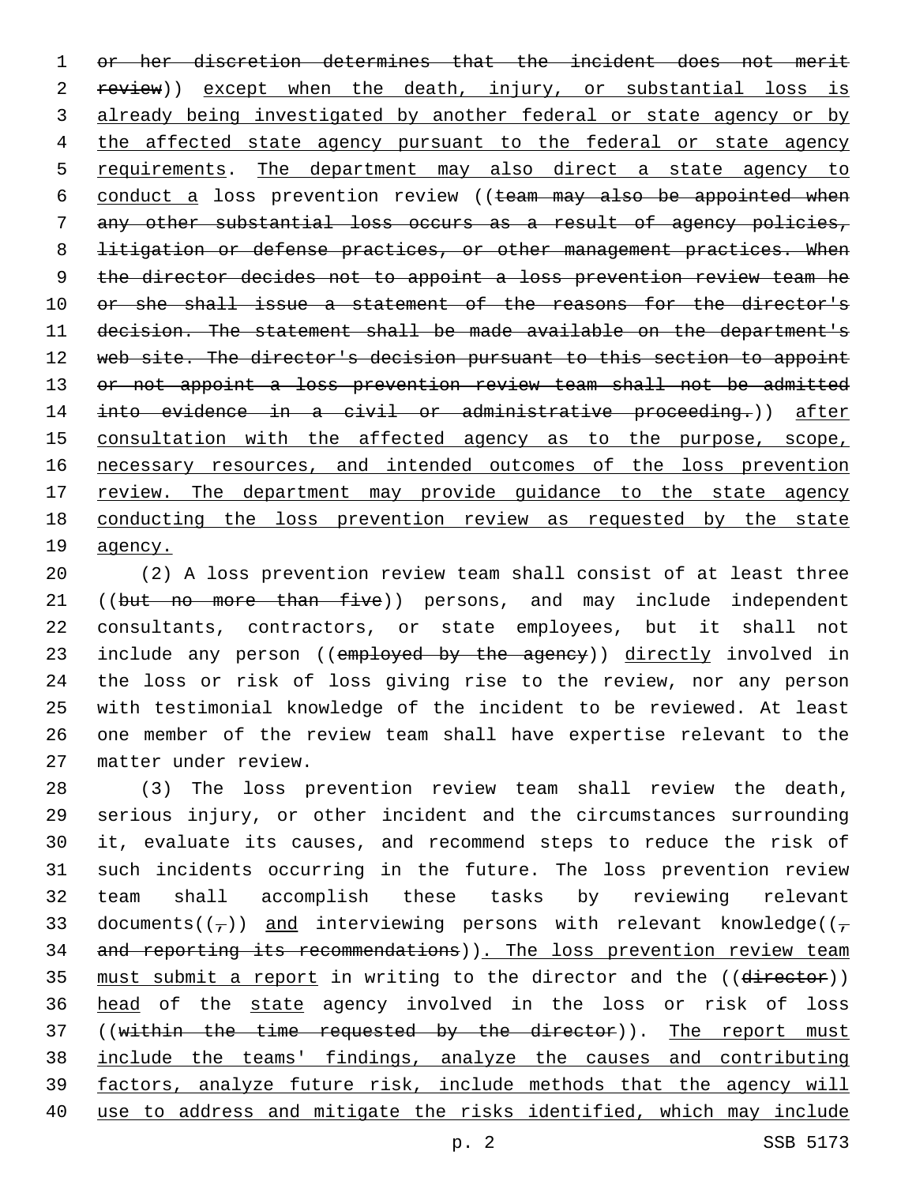or her discretion determines that the incident does not merit review)) except when the death, injury, or substantial loss is already being investigated by another federal or state agency or by the affected state agency pursuant to the federal or state agency requirements. The department may also direct a state agency to conduct a loss prevention review ((team may also be appointed when any other substantial loss occurs as a result of agency policies, litigation or defense practices, or other management practices. When the director decides not to appoint a loss prevention review team he or she shall issue a statement of the reasons for the director's decision. The statement shall be made available on the department's web site. The director's decision pursuant to this section to appoint or not appoint a loss prevention review team shall not be admitted into evidence in a civil or administrative proceeding.)) after consultation with the affected agency as to the purpose, scope, necessary resources, and intended outcomes of the loss prevention review. The department may provide guidance to the state agency conducting the loss prevention review as requested by the state agency.

(2) A loss prevention review team shall consist of at least three ((but no more than five)) persons, and may include independent consultants, contractors, or state employees, but it shall not include any person ((employed by the agency)) directly involved in the loss or risk of loss giving rise to the review, nor any person with testimonial knowledge of the incident to be reviewed. At least one member of the review team shall have expertise relevant to the matter under review.

(3) The loss prevention review team shall review the death, serious injury, or other incident and the circumstances surrounding it, evaluate its causes, and recommend steps to reduce the risk of such incidents occurring in the future. The loss prevention review team shall accomplish these tasks by reviewing relevant documents((,)) and interviewing persons with relevant knowledge((, and reporting its recommendations)). The loss prevention review team must submit a report in writing to the director and the ((director)) head of the state agency involved in the loss or risk of loss ((within the time requested by the director)). The report must include the teams' findings, analyze the causes and contributing factors, analyze future risk, include methods that the agency will use to address and mitigate the risks identified, which may include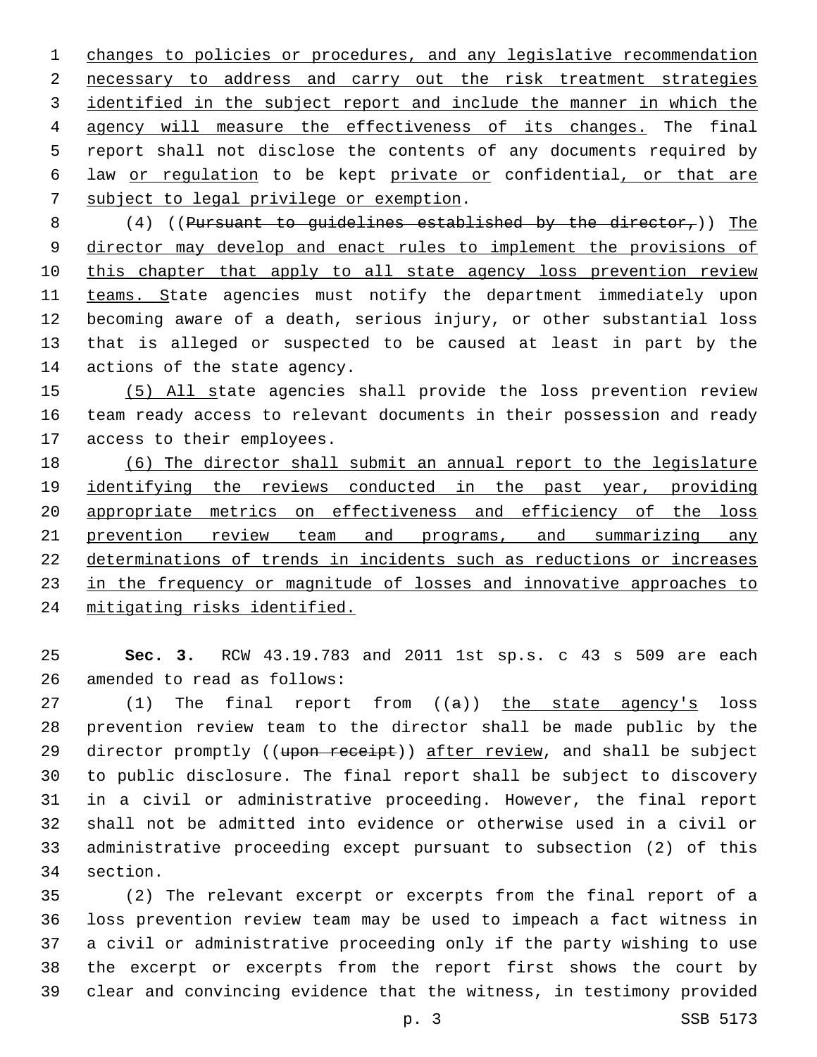changes to policies or procedures, and any legislative recommendation necessary to address and carry out the risk treatment strategies identified in the subject report and include the manner in which the agency will measure the effectiveness of its changes. The final report shall not disclose the contents of any documents required by law or regulation to be kept private or confidential, or that are subject to legal privilege or exemption.

(4) ((~~Pursuant to guidelines established by the director,~~)) The director may develop and enact rules to implement the provisions of this chapter that apply to all state agency loss prevention review teams. State agencies must notify the department immediately upon becoming aware of a death, serious injury, or other substantial loss that is alleged or suspected to be caused at least in part by the actions of the state agency.

(5) All state agencies shall provide the loss prevention review team ready access to relevant documents in their possession and ready access to their employees.

(6) The director shall submit an annual report to the legislature identifying the reviews conducted in the past year, providing appropriate metrics on effectiveness and efficiency of the loss prevention review team and programs, and summarizing any determinations of trends in incidents such as reductions or increases in the frequency or magnitude of losses and innovative approaches to mitigating risks identified.

**Sec. 3.** RCW 43.19.783 and 2011 1st sp.s. c 43 s 509 are each amended to read as follows:

(1) The final report from ((~~a~~)) the state agency's loss prevention review team to the director shall be made public by the director promptly ((~~upon receipt~~)) after review, and shall be subject to public disclosure. The final report shall be subject to discovery in a civil or administrative proceeding. However, the final report shall not be admitted into evidence or otherwise used in a civil or administrative proceeding except pursuant to subsection (2) of this section.

(2) The relevant excerpt or excerpts from the final report of a loss prevention review team may be used to impeach a fact witness in a civil or administrative proceeding only if the party wishing to use the excerpt or excerpts from the report first shows the court by clear and convincing evidence that the witness, in testimony provided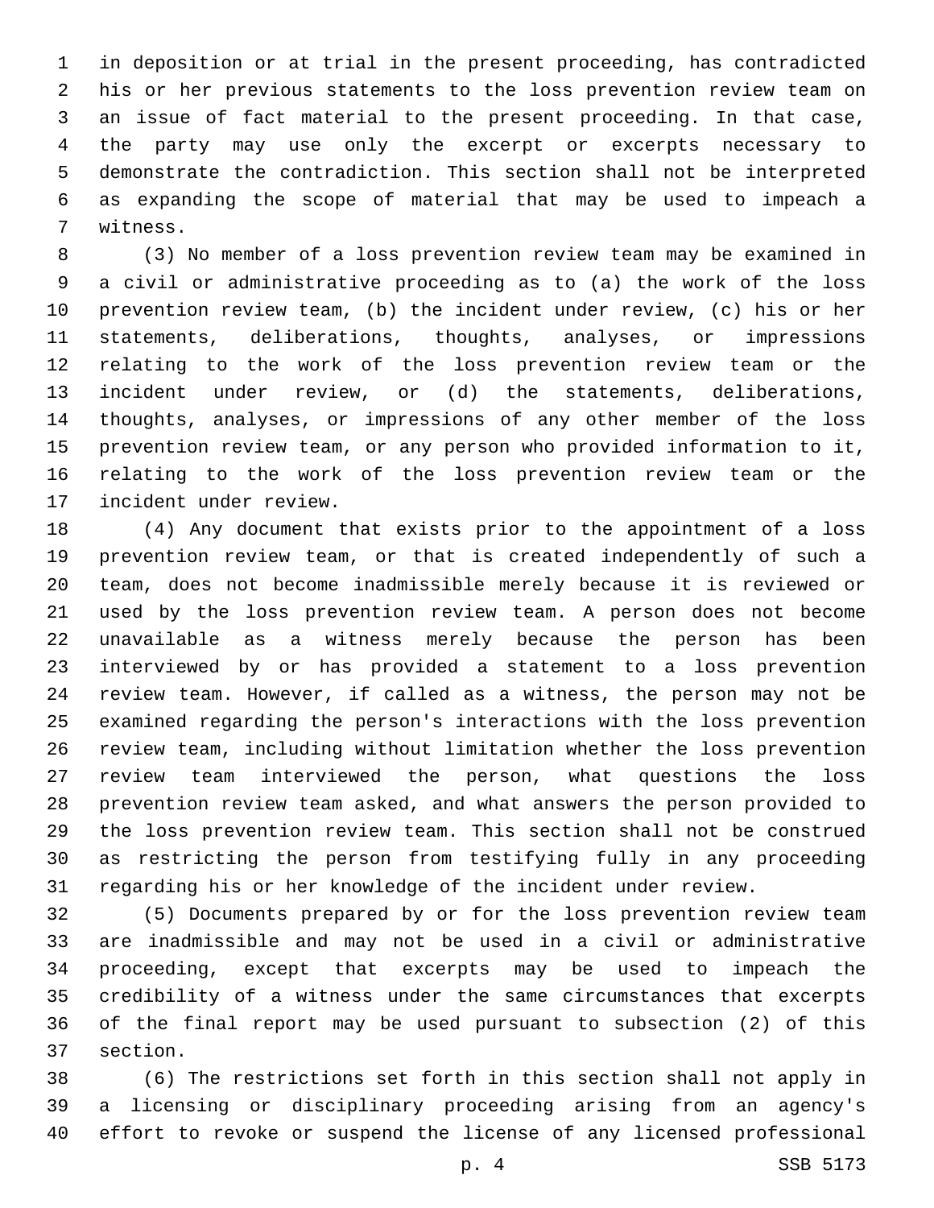in deposition or at trial in the present proceeding, has contradicted his or her previous statements to the loss prevention review team on an issue of fact material to the present proceeding. In that case, the party may use only the excerpt or excerpts necessary to demonstrate the contradiction. This section shall not be interpreted as expanding the scope of material that may be used to impeach a witness.

(3) No member of a loss prevention review team may be examined in a civil or administrative proceeding as to (a) the work of the loss prevention review team, (b) the incident under review, (c) his or her statements, deliberations, thoughts, analyses, or impressions relating to the work of the loss prevention review team or the incident under review, or (d) the statements, deliberations, thoughts, analyses, or impressions of any other member of the loss prevention review team, or any person who provided information to it, relating to the work of the loss prevention review team or the incident under review.

(4) Any document that exists prior to the appointment of a loss prevention review team, or that is created independently of such a team, does not become inadmissible merely because it is reviewed or used by the loss prevention review team. A person does not become unavailable as a witness merely because the person has been interviewed by or has provided a statement to a loss prevention review team. However, if called as a witness, the person may not be examined regarding the person's interactions with the loss prevention review team, including without limitation whether the loss prevention review team interviewed the person, what questions the loss prevention review team asked, and what answers the person provided to the loss prevention review team. This section shall not be construed as restricting the person from testifying fully in any proceeding regarding his or her knowledge of the incident under review.

(5) Documents prepared by or for the loss prevention review team are inadmissible and may not be used in a civil or administrative proceeding, except that excerpts may be used to impeach the credibility of a witness under the same circumstances that excerpts of the final report may be used pursuant to subsection (2) of this section.

(6) The restrictions set forth in this section shall not apply in a licensing or disciplinary proceeding arising from an agency's effort to revoke or suspend the license of any licensed professional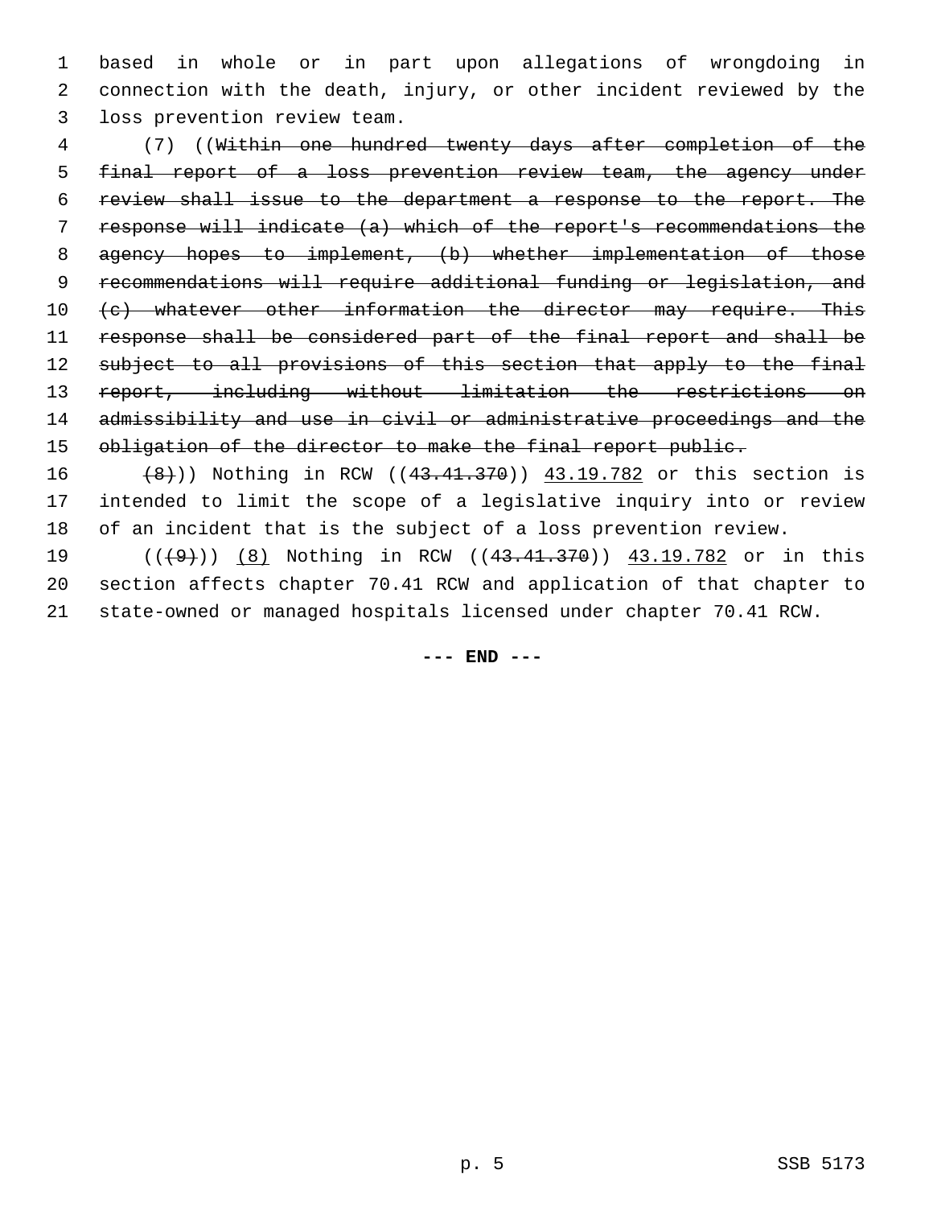based in whole or in part upon allegations of wrongdoing in connection with the death, injury, or other incident reviewed by the loss prevention review team.

(7) ((~~Within one hundred twenty days after completion of the final report of a loss prevention review team, the agency under review shall issue to the department a response to the report. The response will indicate (a) which of the report's recommendations the agency hopes to implement, (b) whether implementation of those recommendations will require additional funding or legislation, and (c) whatever other information the director may require. This response shall be considered part of the final report and shall be subject to all provisions of this section that apply to the final report, including without limitation the restrictions on admissibility and use in civil or administrative proceedings and the obligation of the director to make the final report public.~~

~~(8)~~)) Nothing in RCW ((~~43.41.370~~)) <u>43.19.782</u> or this section is intended to limit the scope of a legislative inquiry into or review of an incident that is the subject of a loss prevention review.

((~~(9)~~)) <u>(8)</u> Nothing in RCW ((~~43.41.370~~)) <u>43.19.782</u> or in this section affects chapter 70.41 RCW and application of that chapter to state-owned or managed hospitals licensed under chapter 70.41 RCW.

**--- END ---**